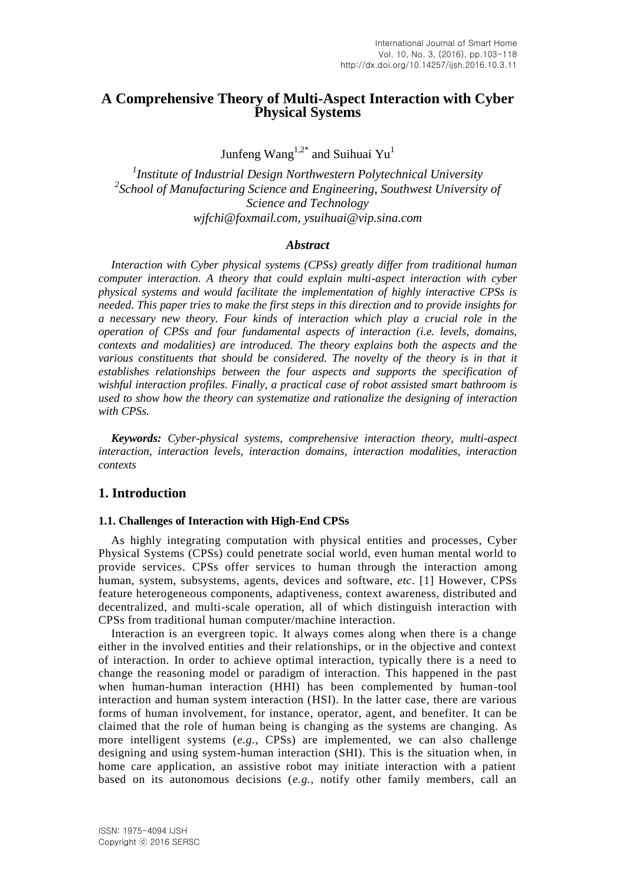# A Comprehensive Theory of Multi-Aspect Interaction with Cyber Physical Systems

Junfeng Wang[1,2*] and Suihuai Yu[1]

[1]*Institute of Industrial Design Northwestern Polytechnical University*
[2]*School of Manufacturing Science and Engineering, Southwest University of Science and Technology*
*wjfchi@foxmail.com, ysuihuai@vip.sina.com*

### *Abstract*

*Interaction with Cyber physical systems (CPSs) greatly differ from traditional human computer interaction. A theory that could explain multi-aspect interaction with cyber physical systems and would facilitate the implementation of highly interactive CPSs is needed. This paper tries to make the first steps in this direction and to provide insights for a necessary new theory. Four kinds of interaction which play a crucial role in the operation of CPSs and four fundamental aspects of interaction (i.e. levels, domains, contexts and modalities) are introduced. The theory explains both the aspects and the various constituents that should be considered. The novelty of the theory is in that it establishes relationships between the four aspects and supports the specification of wishful interaction profiles. Finally, a practical case of robot assisted smart bathroom is used to show how the theory can systematize and rationalize the designing of interaction with CPSs.*

***Keywords:*** *Cyber-physical systems, comprehensive interaction theory, multi-aspect interaction, interaction levels, interaction domains, interaction modalities, interaction contexts*

## 1. Introduction

### 1.1. Challenges of Interaction with High-End CPSs

As highly integrating computation with physical entities and processes, Cyber Physical Systems (CPSs) could penetrate social world, even human mental world to provide services. CPSs offer services to human through the interaction among human, system, subsystems, agents, devices and software, *etc*. [1] However, CPSs feature heterogeneous components, adaptiveness, context awareness, distributed and decentralized, and multi-scale operation, all of which distinguish interaction with CPSs from traditional human computer/machine interaction.

Interaction is an evergreen topic. It always comes along when there is a change either in the involved entities and their relationships, or in the objective and context of interaction. In order to achieve optimal interaction, typically there is a need to change the reasoning model or paradigm of interaction. This happened in the past when human-human interaction (HHI) has been complemented by human-tool interaction and human system interaction (HSI). In the latter case, there are various forms of human involvement, for instance, operator, agent, and benefiter. It can be claimed that the role of human being is changing as the systems are changing. As more intelligent systems (*e.g.*, CPSs) are implemented, we can also challenge designing and using system-human interaction (SHI). This is the situation when, in home care application, an assistive robot may initiate interaction with a patient based on its autonomous decisions (*e.g.*, notify other family members, call an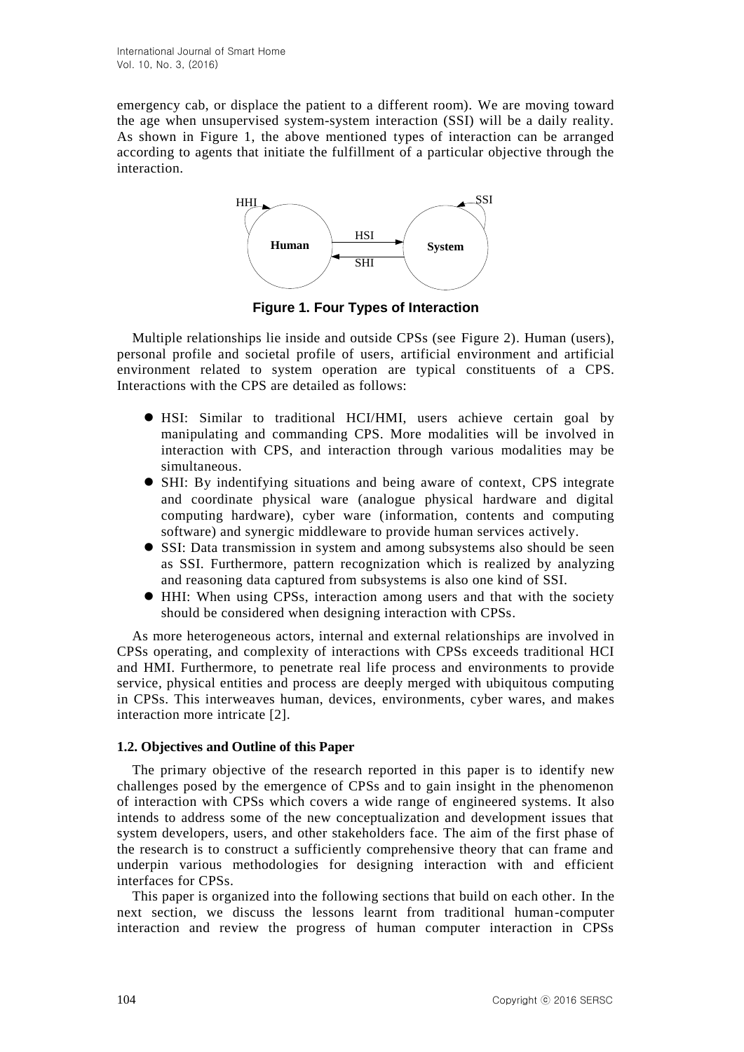emergency cab, or displace the patient to a different room). We are moving toward the age when unsupervised system-system interaction (SSI) will be a daily reality. As shown in Figure 1, the above mentioned types of interaction can be arranged according to agents that initiate the fulfillment of a particular objective through the interaction.

**Figure 1. Four Types of Interaction**

Multiple relationships lie inside and outside CPSs (see Figure 2). Human (users), personal profile and societal profile of users, artificial environment and artificial environment related to system operation are typical constituents of a CPS. Interactions with the CPS are detailed as follows:

- HSI: Similar to traditional HCI/HMI, users achieve certain goal by manipulating and commanding CPS. More modalities will be involved in interaction with CPS, and interaction through various modalities may be simultaneous.
- SHI: By indentifying situations and being aware of context, CPS integrate and coordinate physical ware (analogue physical hardware and digital computing hardware), cyber ware (information, contents and computing software) and synergic middleware to provide human services actively.
- SSI: Data transmission in system and among subsystems also should be seen as SSI. Furthermore, pattern recognization which is realized by analyzing and reasoning data captured from subsystems is also one kind of SSI.
- HHI: When using CPSs, interaction among users and that with the society should be considered when designing interaction with CPSs.

As more heterogeneous actors, internal and external relationships are involved in CPSs operating, and complexity of interactions with CPSs exceeds traditional HCI and HMI. Furthermore, to penetrate real life process and environments to provide service, physical entities and process are deeply merged with ubiquitous computing in CPSs. This interweaves human, devices, environments, cyber wares, and makes interaction more intricate [2].

### 1.2. Objectives and Outline of this Paper

The primary objective of the research reported in this paper is to identify new challenges posed by the emergence of CPSs and to gain insight in the phenomenon of interaction with CPSs which covers a wide range of engineered systems. It also intends to address some of the new conceptualization and development issues that system developers, users, and other stakeholders face. The aim of the first phase of the research is to construct a sufficiently comprehensive theory that can frame and underpin various methodologies for designing interaction with and efficient interfaces for CPSs.

This paper is organized into the following sections that build on each other. In the next section, we discuss the lessons learnt from traditional human-computer interaction and review the progress of human computer interaction in CPSs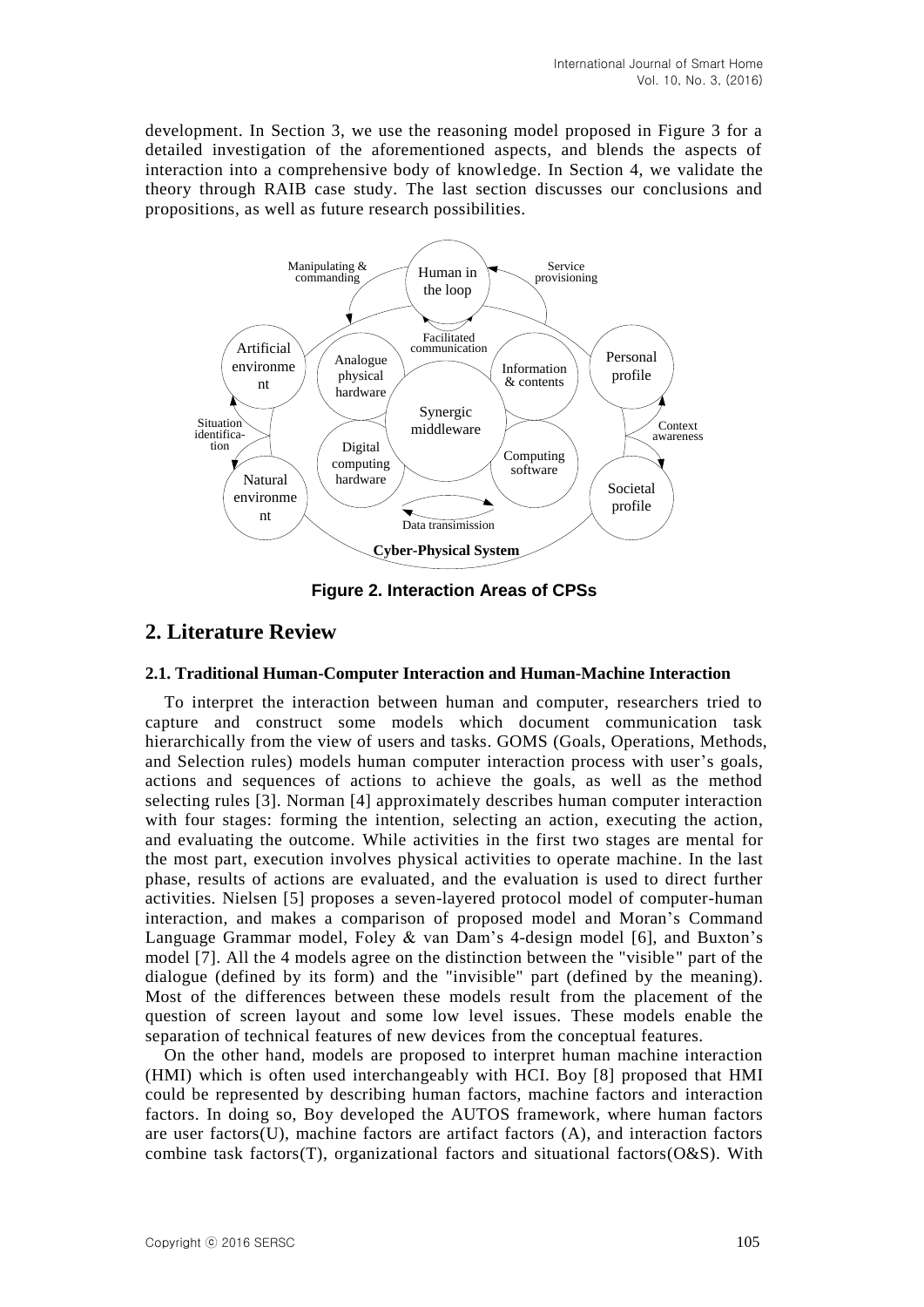development. In Section 3, we use the reasoning model proposed in Figure 3 for a detailed investigation of the aforementioned aspects, and blends the aspects of interaction into a comprehensive body of knowledge. In Section 4, we validate the theory through RAIB case study. The last section discusses our conclusions and propositions, as well as future research possibilities.

**Figure 2. Interaction Areas of CPSs**

## 2. Literature Review

### 2.1. Traditional Human-Computer Interaction and Human-Machine Interaction

To interpret the interaction between human and computer, researchers tried to capture and construct some models which document communication task hierarchically from the view of users and tasks. GOMS (Goals, Operations, Methods, and Selection rules) models human computer interaction process with user's goals, actions and sequences of actions to achieve the goals, as well as the method selecting rules [3]. Norman [4] approximately describes human computer interaction with four stages: forming the intention, selecting an action, executing the action, and evaluating the outcome. While activities in the first two stages are mental for the most part, execution involves physical activities to operate machine. In the last phase, results of actions are evaluated, and the evaluation is used to direct further activities. Nielsen [5] proposes a seven-layered protocol model of computer-human interaction, and makes a comparison of proposed model and Moran's Command Language Grammar model, Foley & van Dam's 4-design model [6], and Buxton's model [7]. All the 4 models agree on the distinction between the "visible" part of the dialogue (defined by its form) and the "invisible" part (defined by the meaning). Most of the differences between these models result from the placement of the question of screen layout and some low level issues. These models enable the separation of technical features of new devices from the conceptual features.

On the other hand, models are proposed to interpret human machine interaction (HMI) which is often used interchangeably with HCI. Boy [8] proposed that HMI could be represented by describing human factors, machine factors and interaction factors. In doing so, Boy developed the AUTOS framework, where human factors are user factors(U), machine factors are artifact factors (A), and interaction factors combine task factors(T), organizational factors and situational factors(O&S). With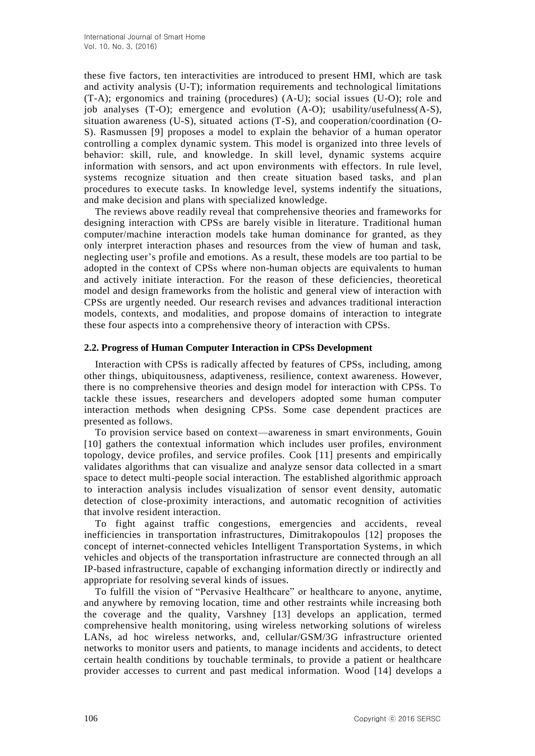these five factors, ten interactivities are introduced to present HMI, which are task and activity analysis (U-T); information requirements and technological limitations (T-A); ergonomics and training (procedures) (A-U); social issues (U-O); role and job analyses (T-O); emergence and evolution (A-O); usability/usefulness(A-S), situation awareness (U-S), situated actions (T-S), and cooperation/coordination (O-S). Rasmussen [9] proposes a model to explain the behavior of a human operator controlling a complex dynamic system. This model is organized into three levels of behavior: skill, rule, and knowledge. In skill level, dynamic systems acquire information with sensors, and act upon environments with effectors. In rule level, systems recognize situation and then create situation based tasks, and plan procedures to execute tasks. In knowledge level, systems indentify the situations, and make decision and plans with specialized knowledge.

The reviews above readily reveal that comprehensive theories and frameworks for designing interaction with CPSs are barely visible in literature. Traditional human computer/machine interaction models take human dominance for granted, as they only interpret interaction phases and resources from the view of human and task, neglecting user's profile and emotions. As a result, these models are too partial to be adopted in the context of CPSs where non-human objects are equivalents to human and actively initiate interaction. For the reason of these deficiencies, theoretical model and design frameworks from the holistic and general view of interaction with CPSs are urgently needed. Our research revises and advances traditional interaction models, contexts, and modalities, and propose domains of interaction to integrate these four aspects into a comprehensive theory of interaction with CPSs.

### 2.2. Progress of Human Computer Interaction in CPSs Development

Interaction with CPSs is radically affected by features of CPSs, including, among other things, ubiquitousness, adaptiveness, resilience, context awareness. However, there is no comprehensive theories and design model for interaction with CPSs. To tackle these issues, researchers and developers adopted some human computer interaction methods when designing CPSs. Some case dependent practices are presented as follows.

To provision service based on context—awareness in smart environments, Gouin [10] gathers the contextual information which includes user profiles, environment topology, device profiles, and service profiles. Cook [11] presents and empirically validates algorithms that can visualize and analyze sensor data collected in a smart space to detect multi-people social interaction. The established algorithmic approach to interaction analysis includes visualization of sensor event density, automatic detection of close-proximity interactions, and automatic recognition of activities that involve resident interaction.

To fight against traffic congestions, emergencies and accidents, reveal inefficiencies in transportation infrastructures, Dimitrakopoulos [12] proposes the concept of internet-connected vehicles Intelligent Transportation Systems, in which vehicles and objects of the transportation infrastructure are connected through an all IP-based infrastructure, capable of exchanging information directly or indirectly and appropriate for resolving several kinds of issues.

To fulfill the vision of "Pervasive Healthcare" or healthcare to anyone, anytime, and anywhere by removing location, time and other restraints while increasing both the coverage and the quality, Varshney [13] develops an application, termed comprehensive health monitoring, using wireless networking solutions of wireless LANs, ad hoc wireless networks, and, cellular/GSM/3G infrastructure oriented networks to monitor users and patients, to manage incidents and accidents, to detect certain health conditions by touchable terminals, to provide a patient or healthcare provider accesses to current and past medical information. Wood [14] develops a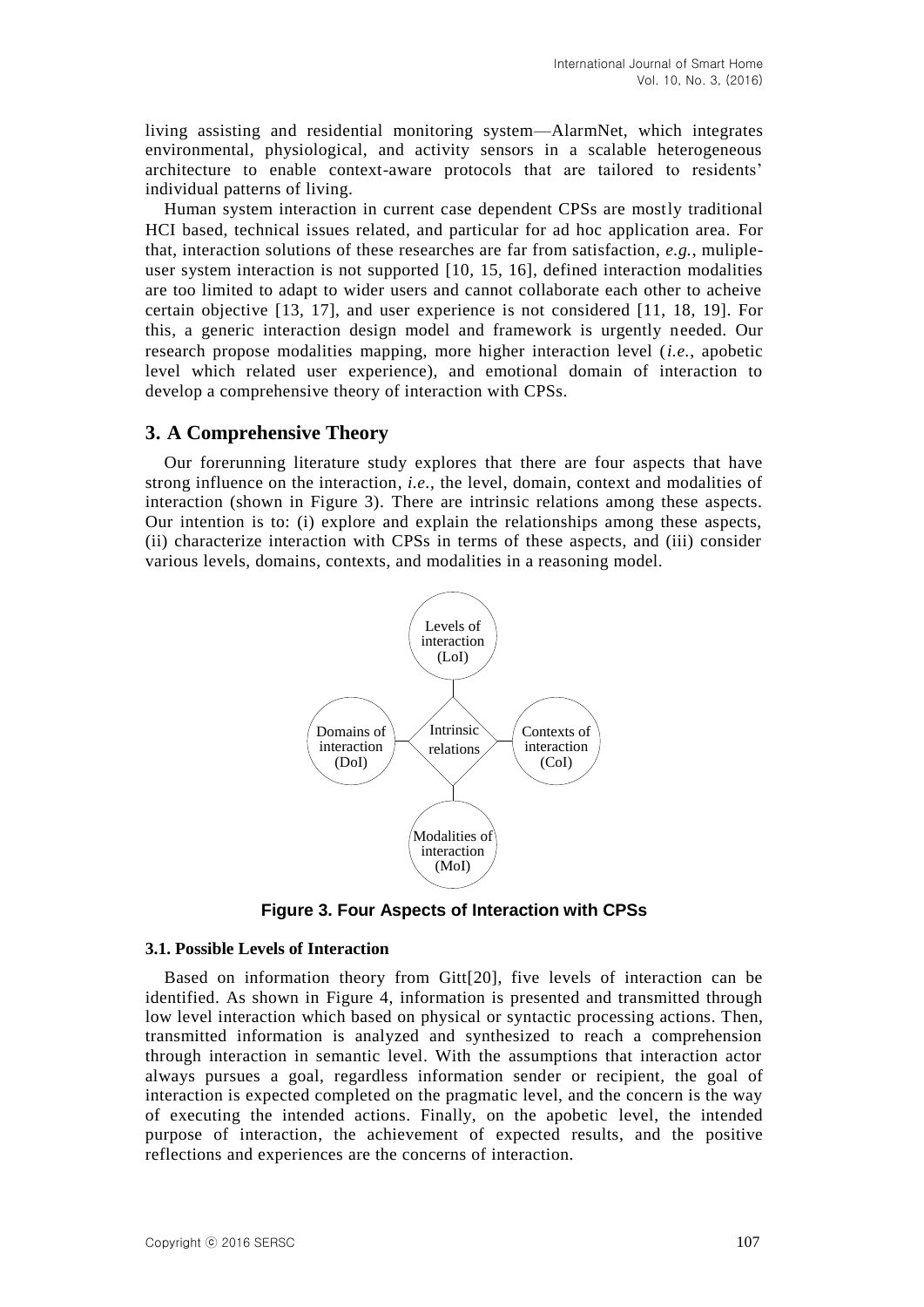living assisting and residential monitoring system—AlarmNet, which integrates environmental, physiological, and activity sensors in a scalable heterogeneous architecture to enable context-aware protocols that are tailored to residents' individual patterns of living.

Human system interaction in current case dependent CPSs are mostly traditional HCI based, technical issues related, and particular for ad hoc application area. For that, interaction solutions of these researches are far from satisfaction, *e.g.*, muliple-user system interaction is not supported [10, 15, 16], defined interaction modalities are too limited to adapt to wider users and cannot collaborate each other to acheive certain objective [13, 17], and user experience is not considered [11, 18, 19]. For this, a generic interaction design model and framework is urgently needed. Our research propose modalities mapping, more higher interaction level (*i.e.*, apobetic level which related user experience), and emotional domain of interaction to develop a comprehensive theory of interaction with CPSs.

## 3. A Comprehensive Theory

Our forerunning literature study explores that there are four aspects that have strong influence on the interaction, *i.e.*, the level, domain, context and modalities of interaction (shown in Figure 3). There are intrinsic relations among these aspects. Our intention is to: (i) explore and explain the relationships among these aspects, (ii) characterize interaction with CPSs in terms of these aspects, and (iii) consider various levels, domains, contexts, and modalities in a reasoning model.

Levels of interaction (LoI)

Domains of interaction (DoI)

Intrinsic relations

Contexts of interaction (CoI)

Modalities of interaction (MoI)

**Figure 3. Four Aspects of Interaction with CPSs**

### 3.1. Possible Levels of Interaction

Based on information theory from Gitt[20], five levels of interaction can be identified. As shown in Figure 4, information is presented and transmitted through low level interaction which based on physical or syntactic processing actions. Then, transmitted information is analyzed and synthesized to reach a comprehension through interaction in semantic level. With the assumptions that interaction actor always pursues a goal, regardless information sender or recipient, the goal of interaction is expected completed on the pragmatic level, and the concern is the way of executing the intended actions. Finally, on the apobetic level, the intended purpose of interaction, the achievement of expected results, and the positive reflections and experiences are the concerns of interaction.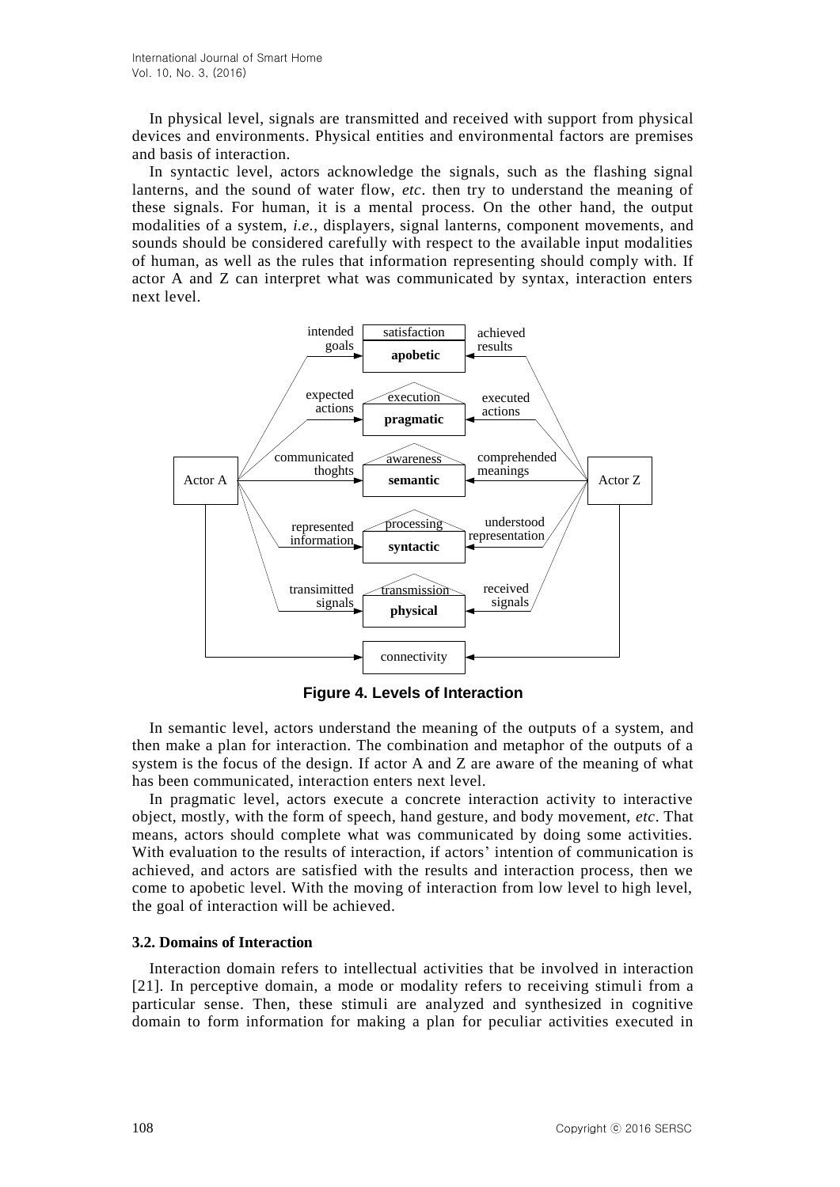In physical level, signals are transmitted and received with support from physical devices and environments. Physical entities and environmental factors are premises and basis of interaction.

In syntactic level, actors acknowledge the signals, such as the flashing signal lanterns, and the sound of water flow, *etc*. then try to understand the meaning of these signals. For human, it is a mental process. On the other hand, the output modalities of a system, *i.e.*, displayers, signal lanterns, component movements, and sounds should be considered carefully with respect to the available input modalities of human, as well as the rules that information representing should comply with. If actor A and Z can interpret what was communicated by syntax, interaction enters next level.

**Figure 4. Levels of Interaction**

In semantic level, actors understand the meaning of the outputs of a system, and then make a plan for interaction. The combination and metaphor of the outputs of a system is the focus of the design. If actor A and Z are aware of the meaning of what has been communicated, interaction enters next level.

In pragmatic level, actors execute a concrete interaction activity to interactive object, mostly, with the form of speech, hand gesture, and body movement, *etc*. That means, actors should complete what was communicated by doing some activities. With evaluation to the results of interaction, if actors' intention of communication is achieved, and actors are satisfied with the results and interaction process, then we come to apobetic level. With the moving of interaction from low level to high level, the goal of interaction will be achieved.

### 3.2. Domains of Interaction

Interaction domain refers to intellectual activities that be involved in interaction [21]. In perceptive domain, a mode or modality refers to receiving stimuli from a particular sense. Then, these stimuli are analyzed and synthesized in cognitive domain to form information for making a plan for peculiar activities executed in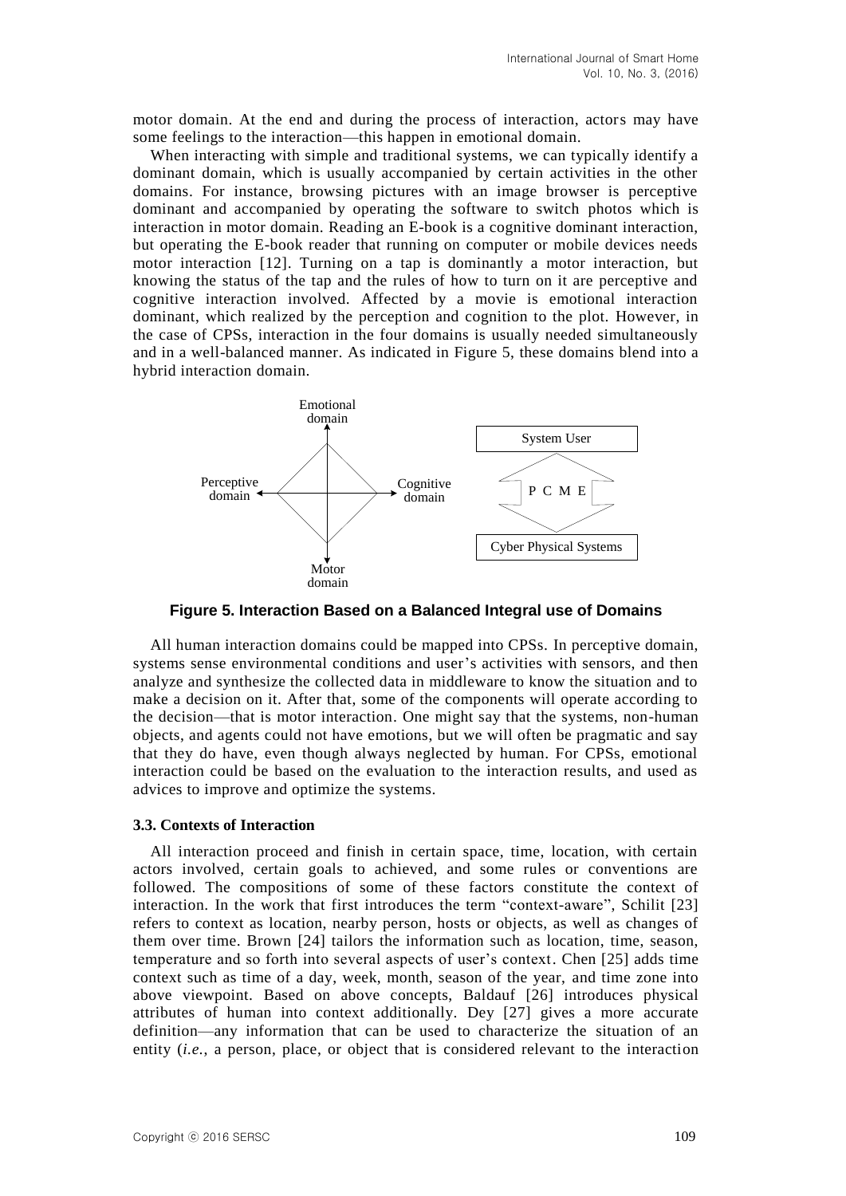motor domain. At the end and during the process of interaction, actors may have some feelings to the interaction—this happen in emotional domain.

When interacting with simple and traditional systems, we can typically identify a dominant domain, which is usually accompanied by certain activities in the other domains. For instance, browsing pictures with an image browser is perceptive dominant and accompanied by operating the software to switch photos which is interaction in motor domain. Reading an E-book is a cognitive dominant interaction, but operating the E-book reader that running on computer or mobile devices needs motor interaction [12]. Turning on a tap is dominantly a motor interaction, but knowing the status of the tap and the rules of how to turn on it are perceptive and cognitive interaction involved. Affected by a movie is emotional interaction dominant, which realized by the perception and cognition to the plot. However, in the case of CPSs, interaction in the four domains is usually needed simultaneously and in a well-balanced manner. As indicated in Figure 5, these domains blend into a hybrid interaction domain.

Emotional domain

Perceptive domain

Cognitive domain

Motor domain

System User

P C M E

Cyber Physical Systems

**Figure 5. Interaction Based on a Balanced Integral use of Domains**

All human interaction domains could be mapped into CPSs. In perceptive domain, systems sense environmental conditions and user's activities with sensors, and then analyze and synthesize the collected data in middleware to know the situation and to make a decision on it. After that, some of the components will operate according to the decision—that is motor interaction. One might say that the systems, non-human objects, and agents could not have emotions, but we will often be pragmatic and say that they do have, even though always neglected by human. For CPSs, emotional interaction could be based on the evaluation to the interaction results, and used as advices to improve and optimize the systems.

### 3.3. Contexts of Interaction

All interaction proceed and finish in certain space, time, location, with certain actors involved, certain goals to achieved, and some rules or conventions are followed. The compositions of some of these factors constitute the context of interaction. In the work that first introduces the term "context-aware", Schilit [23] refers to context as location, nearby person, hosts or objects, as well as changes of them over time. Brown [24] tailors the information such as location, time, season, temperature and so forth into several aspects of user's context. Chen [25] adds time context such as time of a day, week, month, season of the year, and time zone into above viewpoint. Based on above concepts, Baldauf [26] introduces physical attributes of human into context additionally. Dey [27] gives a more accurate definition—any information that can be used to characterize the situation of an entity (*i.e.*, a person, place, or object that is considered relevant to the interaction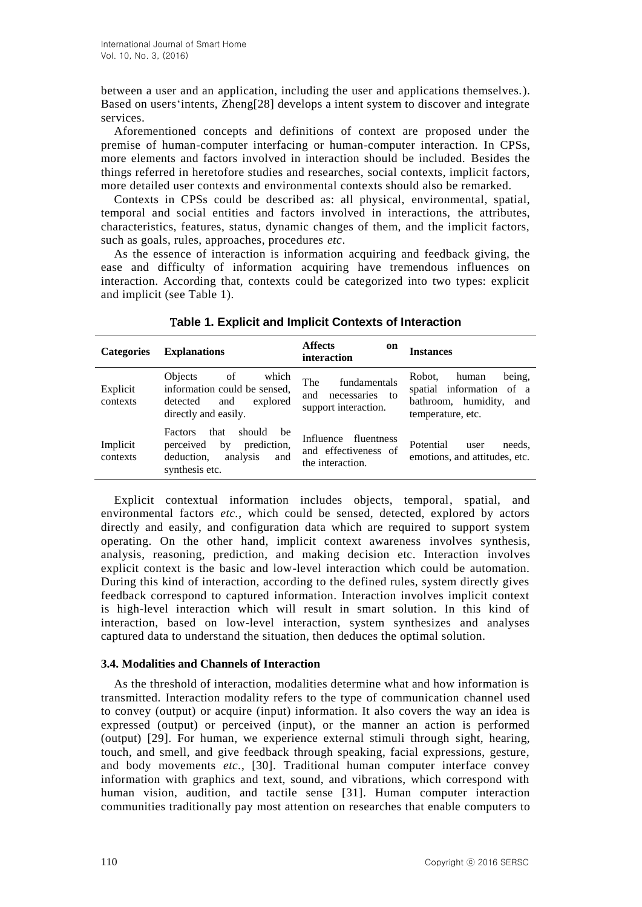between a user and an application, including the user and applications themselves.). Based on users'intents, Zheng[28] develops a intent system to discover and integrate services.

Aforementioned concepts and definitions of context are proposed under the premise of human-computer interfacing or human-computer interaction. In CPSs, more elements and factors involved in interaction should be included. Besides the things referred in heretofore studies and researches, social contexts, implicit factors, more detailed user contexts and environmental contexts should also be remarked.

Contexts in CPSs could be described as: all physical, environmental, spatial, temporal and social entities and factors involved in interactions, the attributes, characteristics, features, status, dynamic changes of them, and the implicit factors, such as goals, rules, approaches, procedures *etc*.

As the essence of interaction is information acquiring and feedback giving, the ease and difficulty of information acquiring have tremendous influences on interaction. According that, contexts could be categorized into two types: explicit and implicit (see Table 1).

**Table 1. Explicit and Implicit Contexts of Interaction**

| Categories | Explanations | Affects on interaction | Instances |
|---|---|---|---|
| Explicit contexts | Objects of which information could be sensed, detected and explored directly and easily. | The fundamentals and necessaries to support interaction. | Robot, human being, spatial information of a bathroom, humidity, and temperature, etc. |
| Implicit contexts | Factors that should be perceived by prediction, deduction, analysis and synthesis etc. | Influence fluentness and effectiveness of the interaction. | Potential user needs, emotions, and attitudes, etc. |

Explicit contextual information includes objects, temporal, spatial, and environmental factors *etc.*, which could be sensed, detected, explored by actors directly and easily, and configuration data which are required to support system operating. On the other hand, implicit context awareness involves synthesis, analysis, reasoning, prediction, and making decision etc. Interaction involves explicit context is the basic and low-level interaction which could be automation. During this kind of interaction, according to the defined rules, system directly gives feedback correspond to captured information. Interaction involves implicit context is high-level interaction which will result in smart solution. In this kind of interaction, based on low-level interaction, system synthesizes and analyses captured data to understand the situation, then deduces the optimal solution.

### 3.4. Modalities and Channels of Interaction

As the threshold of interaction, modalities determine what and how information is transmitted. Interaction modality refers to the type of communication channel used to convey (output) or acquire (input) information. It also covers the way an idea is expressed (output) or perceived (input), or the manner an action is performed (output) [29]. For human, we experience external stimuli through sight, hearing, touch, and smell, and give feedback through speaking, facial expressions, gesture, and body movements *etc.*, [30]. Traditional human computer interface convey information with graphics and text, sound, and vibrations, which correspond with human vision, audition, and tactile sense [31]. Human computer interaction communities traditionally pay most attention on researches that enable computers to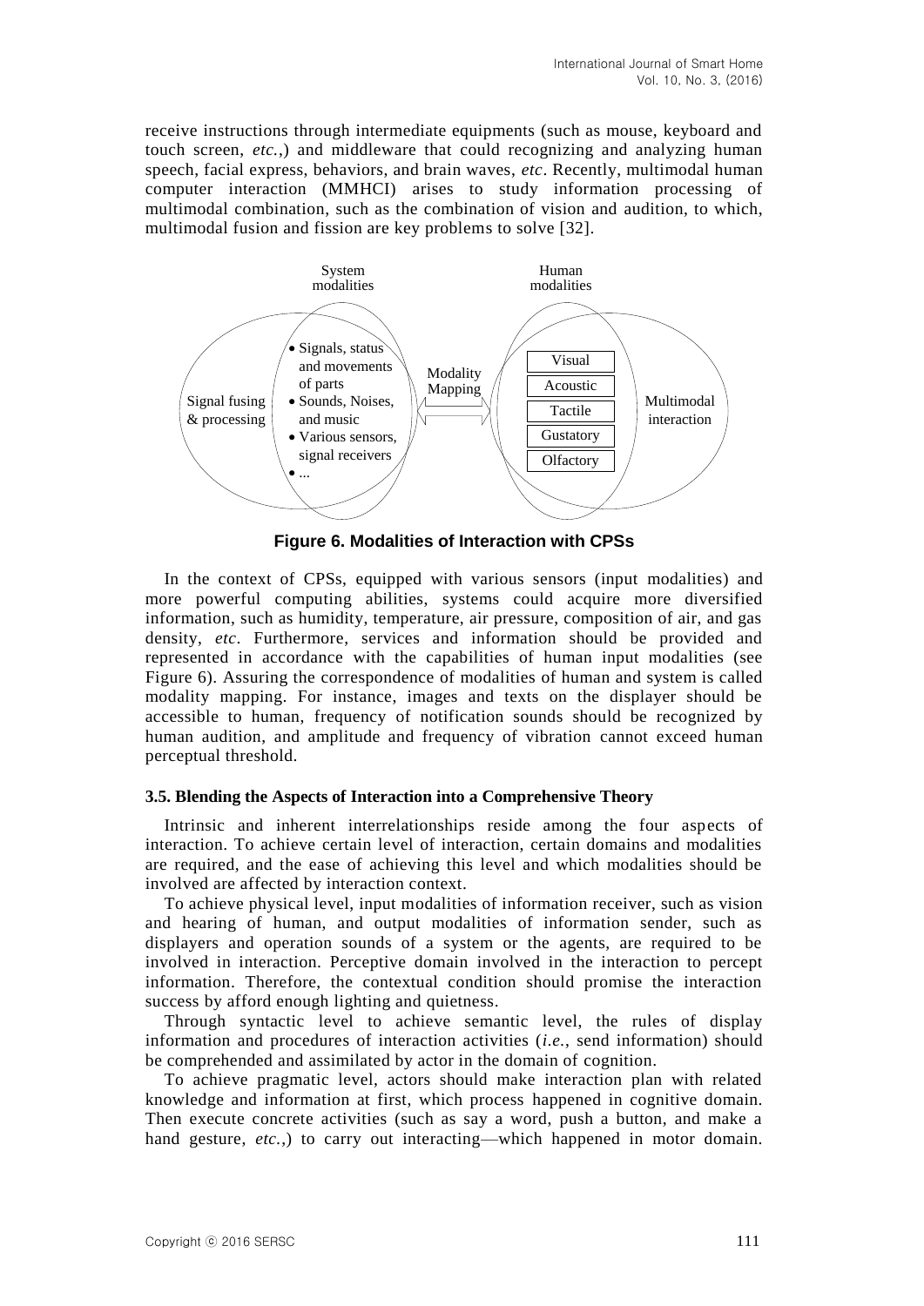receive instructions through intermediate equipments (such as mouse, keyboard and touch screen, *etc.*,) and middleware that could recognizing and analyzing human speech, facial express, behaviors, and brain waves, *etc*. Recently, multimodal human computer interaction (MMHCI) arises to study information processing of multimodal combination, such as the combination of vision and audition, to which, multimodal fusion and fission are key problems to solve [32].

System modalities: Signal fusing & processing; • Signals, status and movements of parts • Sounds, Noises, and music • Various sensors, signal receivers • ...

Modality Mapping

Human modalities: Visual, Acoustic, Tactile, Gustatory, Olfactory; Multimodal interaction

**Figure 6. Modalities of Interaction with CPSs**

In the context of CPSs, equipped with various sensors (input modalities) and more powerful computing abilities, systems could acquire more diversified information, such as humidity, temperature, air pressure, composition of air, and gas density, *etc*. Furthermore, services and information should be provided and represented in accordance with the capabilities of human input modalities (see Figure 6). Assuring the correspondence of modalities of human and system is called modality mapping. For instance, images and texts on the displayer should be accessible to human, frequency of notification sounds should be recognized by human audition, and amplitude and frequency of vibration cannot exceed human perceptual threshold.

### 3.5. Blending the Aspects of Interaction into a Comprehensive Theory

Intrinsic and inherent interrelationships reside among the four aspects of interaction. To achieve certain level of interaction, certain domains and modalities are required, and the ease of achieving this level and which modalities should be involved are affected by interaction context.

To achieve physical level, input modalities of information receiver, such as vision and hearing of human, and output modalities of information sender, such as displayers and operation sounds of a system or the agents, are required to be involved in interaction. Perceptive domain involved in the interaction to percept information. Therefore, the contextual condition should promise the interaction success by afford enough lighting and quietness.

Through syntactic level to achieve semantic level, the rules of display information and procedures of interaction activities (*i.e.*, send information) should be comprehended and assimilated by actor in the domain of cognition.

To achieve pragmatic level, actors should make interaction plan with related knowledge and information at first, which process happened in cognitive domain. Then execute concrete activities (such as say a word, push a button, and make a hand gesture, *etc.*,) to carry out interacting—which happened in motor domain.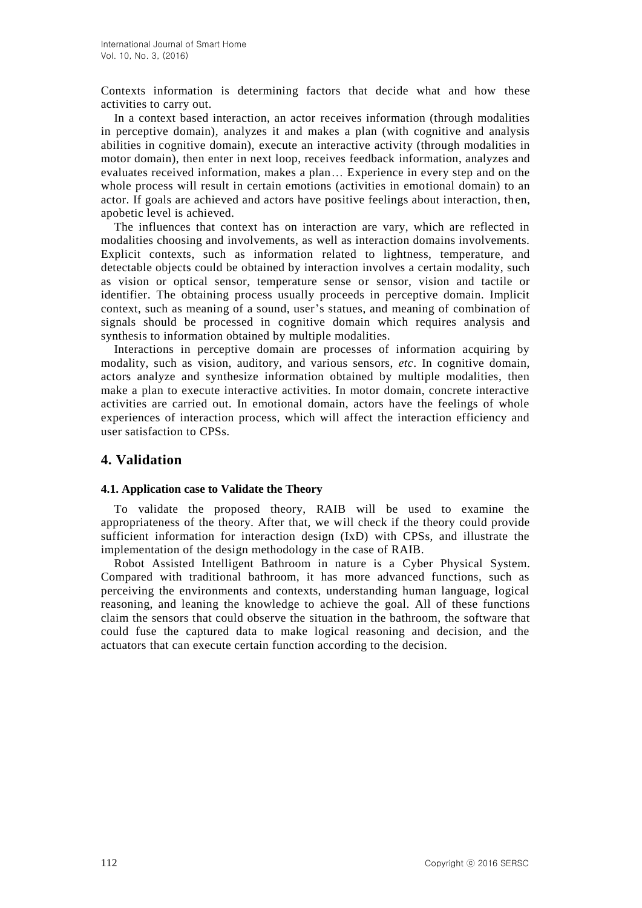Contexts information is determining factors that decide what and how these activities to carry out.

In a context based interaction, an actor receives information (through modalities in perceptive domain), analyzes it and makes a plan (with cognitive and analysis abilities in cognitive domain), execute an interactive activity (through modalities in motor domain), then enter in next loop, receives feedback information, analyzes and evaluates received information, makes a plan… Experience in every step and on the whole process will result in certain emotions (activities in emotional domain) to an actor. If goals are achieved and actors have positive feelings about interaction, then, apobetic level is achieved.

The influences that context has on interaction are vary, which are reflected in modalities choosing and involvements, as well as interaction domains involvements. Explicit contexts, such as information related to lightness, temperature, and detectable objects could be obtained by interaction involves a certain modality, such as vision or optical sensor, temperature sense or sensor, vision and tactile or identifier. The obtaining process usually proceeds in perceptive domain. Implicit context, such as meaning of a sound, user's statues, and meaning of combination of signals should be processed in cognitive domain which requires analysis and synthesis to information obtained by multiple modalities.

Interactions in perceptive domain are processes of information acquiring by modality, such as vision, auditory, and various sensors, *etc*. In cognitive domain, actors analyze and synthesize information obtained by multiple modalities, then make a plan to execute interactive activities. In motor domain, concrete interactive activities are carried out. In emotional domain, actors have the feelings of whole experiences of interaction process, which will affect the interaction efficiency and user satisfaction to CPSs.

## 4. Validation

### 4.1. Application case to Validate the Theory

To validate the proposed theory, RAIB will be used to examine the appropriateness of the theory. After that, we will check if the theory could provide sufficient information for interaction design (IxD) with CPSs, and illustrate the implementation of the design methodology in the case of RAIB.

Robot Assisted Intelligent Bathroom in nature is a Cyber Physical System. Compared with traditional bathroom, it has more advanced functions, such as perceiving the environments and contexts, understanding human language, logical reasoning, and leaning the knowledge to achieve the goal. All of these functions claim the sensors that could observe the situation in the bathroom, the software that could fuse the captured data to make logical reasoning and decision, and the actuators that can execute certain function according to the decision.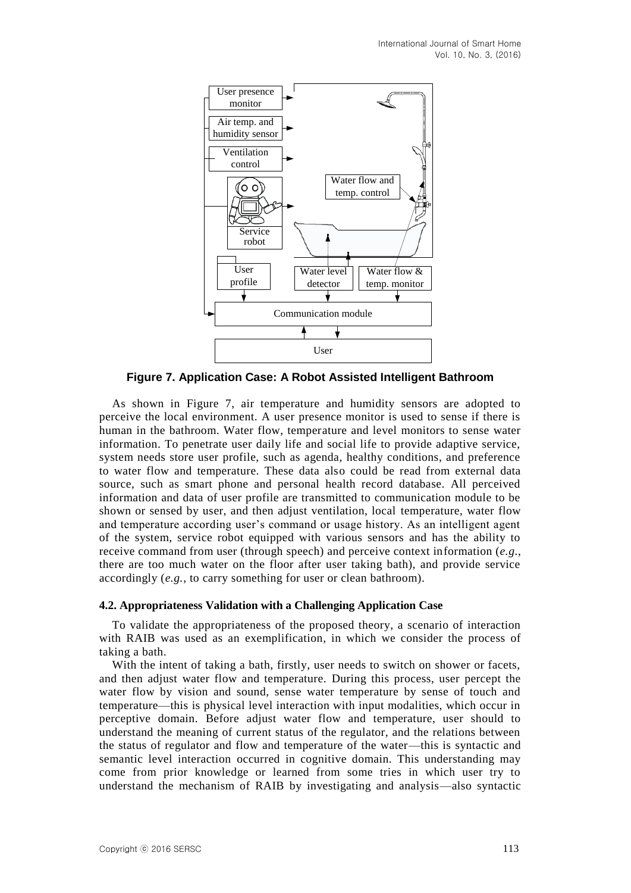**Figure 7. Application Case: A Robot Assisted Intelligent Bathroom**

As shown in Figure 7, air temperature and humidity sensors are adopted to perceive the local environment. A user presence monitor is used to sense if there is human in the bathroom. Water flow, temperature and level monitors to sense water information. To penetrate user daily life and social life to provide adaptive service, system needs store user profile, such as agenda, healthy conditions, and preference to water flow and temperature. These data also could be read from external data source, such as smart phone and personal health record database. All perceived information and data of user profile are transmitted to communication module to be shown or sensed by user, and then adjust ventilation, local temperature, water flow and temperature according user's command or usage history. As an intelligent agent of the system, service robot equipped with various sensors and has the ability to receive command from user (through speech) and perceive context information (*e.g.*, there are too much water on the floor after user taking bath), and provide service accordingly (*e.g.*, to carry something for user or clean bathroom).

### 4.2. Appropriateness Validation with a Challenging Application Case

To validate the appropriateness of the proposed theory, a scenario of interaction with RAIB was used as an exemplification, in which we consider the process of taking a bath.

With the intent of taking a bath, firstly, user needs to switch on shower or facets, and then adjust water flow and temperature. During this process, user percept the water flow by vision and sound, sense water temperature by sense of touch and temperature—this is physical level interaction with input modalities, which occur in perceptive domain. Before adjust water flow and temperature, user should to understand the meaning of current status of the regulator, and the relations between the status of regulator and flow and temperature of the water—this is syntactic and semantic level interaction occurred in cognitive domain. This understanding may come from prior knowledge or learned from some tries in which user try to understand the mechanism of RAIB by investigating and analysis—also syntactic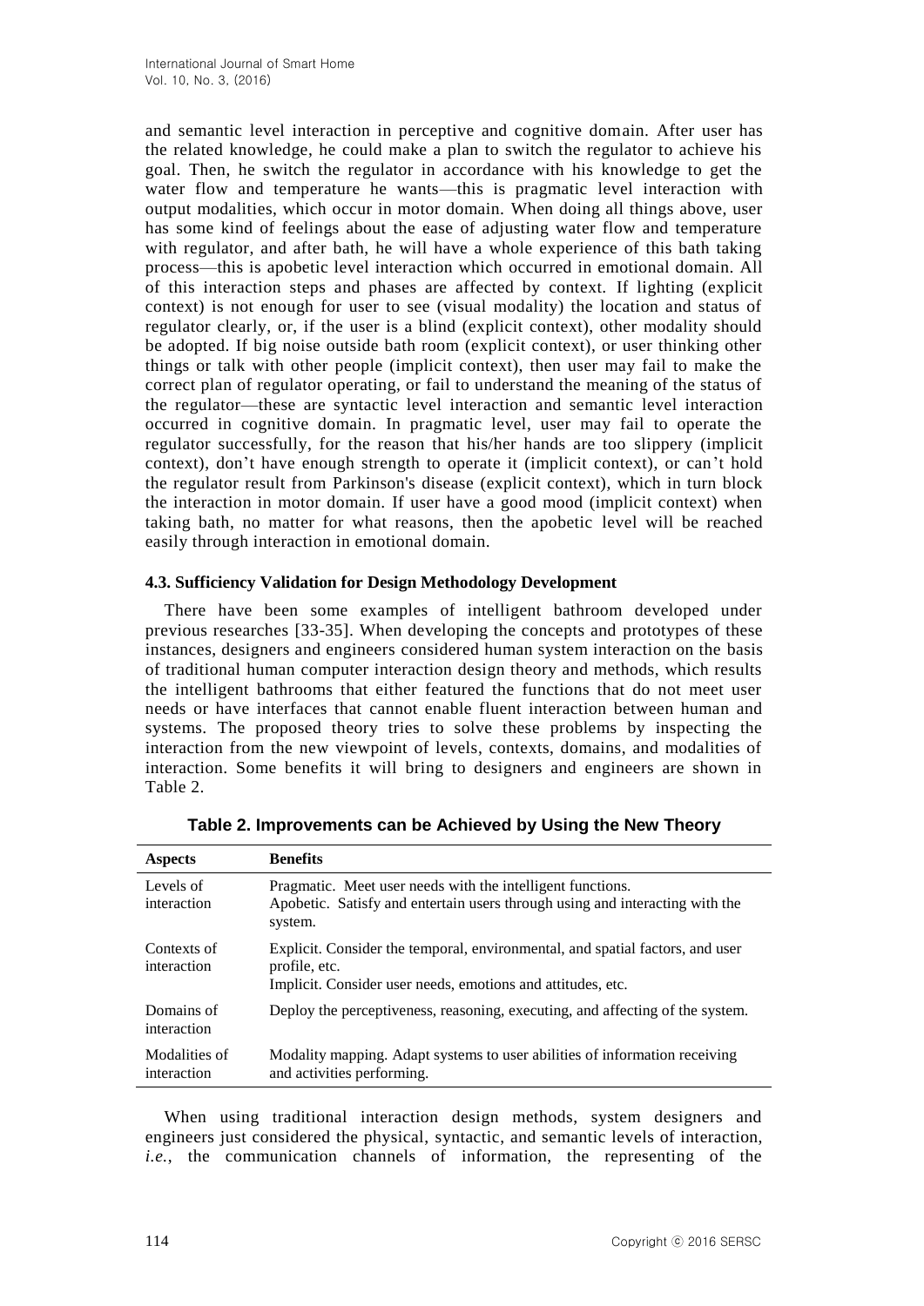and semantic level interaction in perceptive and cognitive domain. After user has the related knowledge, he could make a plan to switch the regulator to achieve his goal. Then, he switch the regulator in accordance with his knowledge to get the water flow and temperature he wants—this is pragmatic level interaction with output modalities, which occur in motor domain. When doing all things above, user has some kind of feelings about the ease of adjusting water flow and temperature with regulator, and after bath, he will have a whole experience of this bath taking process—this is apobetic level interaction which occurred in emotional domain. All of this interaction steps and phases are affected by context. If lighting (explicit context) is not enough for user to see (visual modality) the location and status of regulator clearly, or, if the user is a blind (explicit context), other modality should be adopted. If big noise outside bath room (explicit context), or user thinking other things or talk with other people (implicit context), then user may fail to make the correct plan of regulator operating, or fail to understand the meaning of the status of the regulator—these are syntactic level interaction and semantic level interaction occurred in cognitive domain. In pragmatic level, user may fail to operate the regulator successfully, for the reason that his/her hands are too slippery (implicit context), don't have enough strength to operate it (implicit context), or can't hold the regulator result from Parkinson's disease (explicit context), which in turn block the interaction in motor domain. If user have a good mood (implicit context) when taking bath, no matter for what reasons, then the apobetic level will be reached easily through interaction in emotional domain.

### 4.3. Sufficiency Validation for Design Methodology Development

There have been some examples of intelligent bathroom developed under previous researches [33-35]. When developing the concepts and prototypes of these instances, designers and engineers considered human system interaction on the basis of traditional human computer interaction design theory and methods, which results the intelligent bathrooms that either featured the functions that do not meet user needs or have interfaces that cannot enable fluent interaction between human and systems. The proposed theory tries to solve these problems by inspecting the interaction from the new viewpoint of levels, contexts, domains, and modalities of interaction. Some benefits it will bring to designers and engineers are shown in Table 2.

**Table 2. Improvements can be Achieved by Using the New Theory**

| Aspects | Benefits |
|---|---|
| Levels of interaction | Pragmatic. Meet user needs with the intelligent functions.<br>Apobetic. Satisfy and entertain users through using and interacting with the system. |
| Contexts of interaction | Explicit. Consider the temporal, environmental, and spatial factors, and user profile, etc.<br>Implicit. Consider user needs, emotions and attitudes, etc. |
| Domains of interaction | Deploy the perceptiveness, reasoning, executing, and affecting of the system. |
| Modalities of interaction | Modality mapping. Adapt systems to user abilities of information receiving and activities performing. |

When using traditional interaction design methods, system designers and engineers just considered the physical, syntactic, and semantic levels of interaction, *i.e.*, the communication channels of information, the representing of the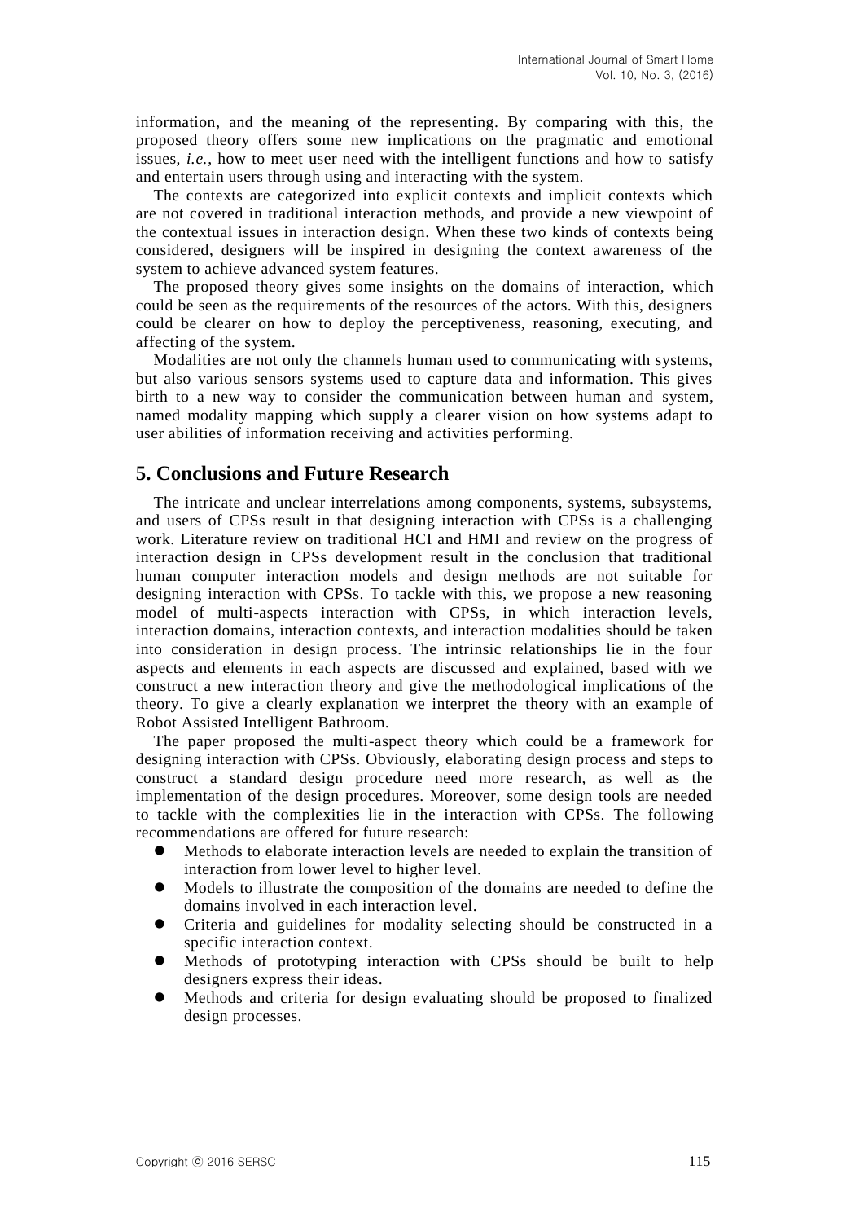information, and the meaning of the representing. By comparing with this, the proposed theory offers some new implications on the pragmatic and emotional issues, *i.e.*, how to meet user need with the intelligent functions and how to satisfy and entertain users through using and interacting with the system.

The contexts are categorized into explicit contexts and implicit contexts which are not covered in traditional interaction methods, and provide a new viewpoint of the contextual issues in interaction design. When these two kinds of contexts being considered, designers will be inspired in designing the context awareness of the system to achieve advanced system features.

The proposed theory gives some insights on the domains of interaction, which could be seen as the requirements of the resources of the actors. With this, designers could be clearer on how to deploy the perceptiveness, reasoning, executing, and affecting of the system.

Modalities are not only the channels human used to communicating with systems, but also various sensors systems used to capture data and information. This gives birth to a new way to consider the communication between human and system, named modality mapping which supply a clearer vision on how systems adapt to user abilities of information receiving and activities performing.

## 5. Conclusions and Future Research

The intricate and unclear interrelations among components, systems, subsystems, and users of CPSs result in that designing interaction with CPSs is a challenging work. Literature review on traditional HCI and HMI and review on the progress of interaction design in CPSs development result in the conclusion that traditional human computer interaction models and design methods are not suitable for designing interaction with CPSs. To tackle with this, we propose a new reasoning model of multi-aspects interaction with CPSs, in which interaction levels, interaction domains, interaction contexts, and interaction modalities should be taken into consideration in design process. The intrinsic relationships lie in the four aspects and elements in each aspects are discussed and explained, based with we construct a new interaction theory and give the methodological implications of the theory. To give a clearly explanation we interpret the theory with an example of Robot Assisted Intelligent Bathroom.

The paper proposed the multi-aspect theory which could be a framework for designing interaction with CPSs. Obviously, elaborating design process and steps to construct a standard design procedure need more research, as well as the implementation of the design procedures. Moreover, some design tools are needed to tackle with the complexities lie in the interaction with CPSs. The following recommendations are offered for future research:

- Methods to elaborate interaction levels are needed to explain the transition of interaction from lower level to higher level.
- Models to illustrate the composition of the domains are needed to define the domains involved in each interaction level.
- Criteria and guidelines for modality selecting should be constructed in a specific interaction context.
- Methods of prototyping interaction with CPSs should be built to help designers express their ideas.
- Methods and criteria for design evaluating should be proposed to finalized design processes.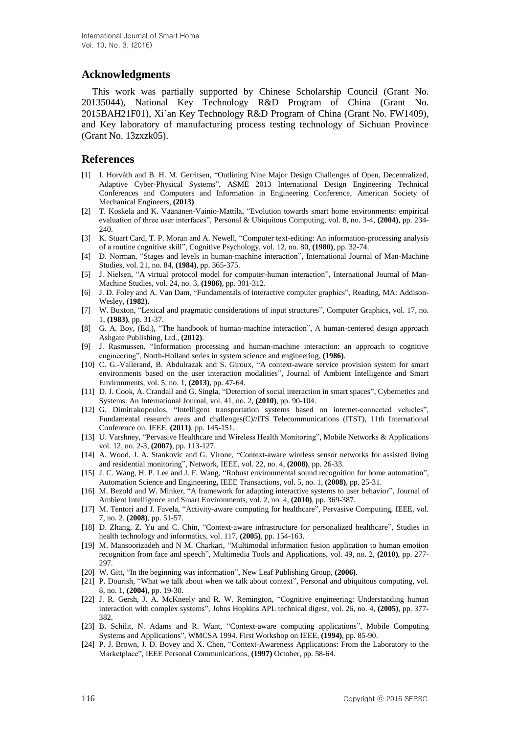## Acknowledgments

This work was partially supported by Chinese Scholarship Council (Grant No. 20135044), National Key Technology R&D Program of China (Grant No. 2015BAH21F01), Xi'an Key Technology R&D Program of China (Grant No. FW1409), and Key laboratory of manufacturing process testing technology of Sichuan Province (Grant No. 13zxzk05).

## References

[1] I. Horváth and B. H. M. Gerritsen, "Outlining Nine Major Design Challenges of Open, Decentralized, Adaptive Cyber-Physical Systems", ASME 2013 International Design Engineering Technical Conferences and Computers and Information in Engineering Conference, American Society of Mechanical Engineers, **(2013)**.

[2] T. Koskela and K. Väänänen-Vainio-Mattila, "Evolution towards smart home environments: empirical evaluation of three user interfaces", Personal & Ubiquitous Computing, vol. 8, no. 3-4, **(2004)**, pp. 234-240.

[3] K. Stuart Card, T. P. Moran and A. Newell, "Computer text-editing: An information-processing analysis of a routine cognitive skill", Cognitive Psychology, vol. 12, no. 80, **(1980)**, pp. 32-74.

[4] D. Norman, "Stages and levels in human-machine interaction", International Journal of Man-Machine Studies, vol. 21, no. 84, **(1984)**, pp. 365-375.

[5] J. Nielsen, "A virtual protocol model for computer-human interaction", International Journal of Man-Machine Studies, vol. 24, no. 3, **(1986)**, pp. 301-312.

[6] J. D. Foley and A. Van Dam, "Fundamentals of interactive computer graphics", Reading, MA: Addison-Wesley, **(1982)**.

[7] W. Buxton, "Lexical and pragmatic considerations of input structures", Computer Graphics, vol. 17, no. 1, **(1983)**, pp. 31-37.

[8] G. A. Boy, (Ed.), "The handbook of human-machine interaction", A human-centered design approach Ashgate Publishing, Ltd., **(2012)**.

[9] J. Rasmussen, "Information processing and human-machine interaction: an approach to cognitive engineering", North-Holland series in system science and engineering, **(1986)**.

[10] C. G.-Vallerand, B. Abdulrazak and S. Giroux, "A context-aware service provision system for smart environments based on the user interaction modalities", Journal of Ambient Intelligence and Smart Environments, vol. 5, no. 1, **(2013)**, pp. 47-64.

[11] D. J. Cook, A. Crandall and G. Singla, "Detection of social interaction in smart spaces", Cybernetics and Systems: An International Journal, vol. 41, no. 2, **(2010)**, pp. 90-104.

[12] G. Dimitrakopoulos, "Intelligent transportation systems based on internet-connected vehicles", Fundamental research areas and challenges(C)//ITS Telecommunications (ITST), 11th International Conference on. IEEE, **(2011)**, pp. 145-151.

[13] U. Varshney, "Pervasive Healthcare and Wireless Health Monitoring", Mobile Networks & Applications vol. 12, no. 2-3, **(2007)**, pp. 113-127.

[14] A. Wood, J. A. Stankovic and G. Virone, "Context-aware wireless sensor networks for assisted living and residential monitoring", Network, IEEE, vol. 22, no. 4, **(2008)**, pp. 26-33.

[15] J. C. Wang, H. P. Lee and J. F. Wang, "Robust environmental sound recognition for home automation", Automation Science and Engineering, IEEE Transactions, vol. 5, no. 1, **(2008)**, pp. 25-31.

[16] M. Bezold and W. Minker, "A framework for adapting interactive systems to user behavior", Journal of Ambient Intelligence and Smart Environments, vol. 2, no. 4, **(2010)**, pp. 369-387.

[17] M. Tentori and J. Favela, "Activity-aware computing for healthcare", Pervasive Computing, IEEE, vol. 7, no. 2, **(2008)**, pp. 51-57.

[18] D. Zhang, Z. Yu and C. Chin, "Context-aware infrastructure for personalized healthcare", Studies in health technology and informatics, vol. 117, **(2005)**, pp. 154-163.

[19] M. Mansoorizadeh and N M. Charkari, "Multimodal information fusion application to human emotion recognition from face and speech", Multimedia Tools and Applications, vol. 49, no. 2, **(2010)**, pp. 277-297.

[20] W. Gitt, "In the beginning was information", New Leaf Publishing Group, **(2006)**.

[21] P. Dourish, "What we talk about when we talk about context", Personal and ubiquitous computing, vol. 8, no. 1, **(2004)**, pp. 19-30.

[22] J. R. Gersh, J. A. McKneely and R. W. Remington, "Cognitive engineering: Understanding human interaction with complex systems", Johns Hopkins APL technical digest, vol. 26, no. 4, **(2005)**, pp. 377-382.

[23] B. Schilit, N. Adams and R. Want, "Context-aware computing applications", Mobile Computing Systems and Applications", WMCSA 1994. First Workshop on IEEE, **(1994)**, pp. 85-90.

[24] P. J. Brown, J. D. Bovey and X. Chen, "Context-Awareness Applications: From the Laboratory to the Marketplace", IEEE Personal Communications, **(1997)** October, pp. 58-64.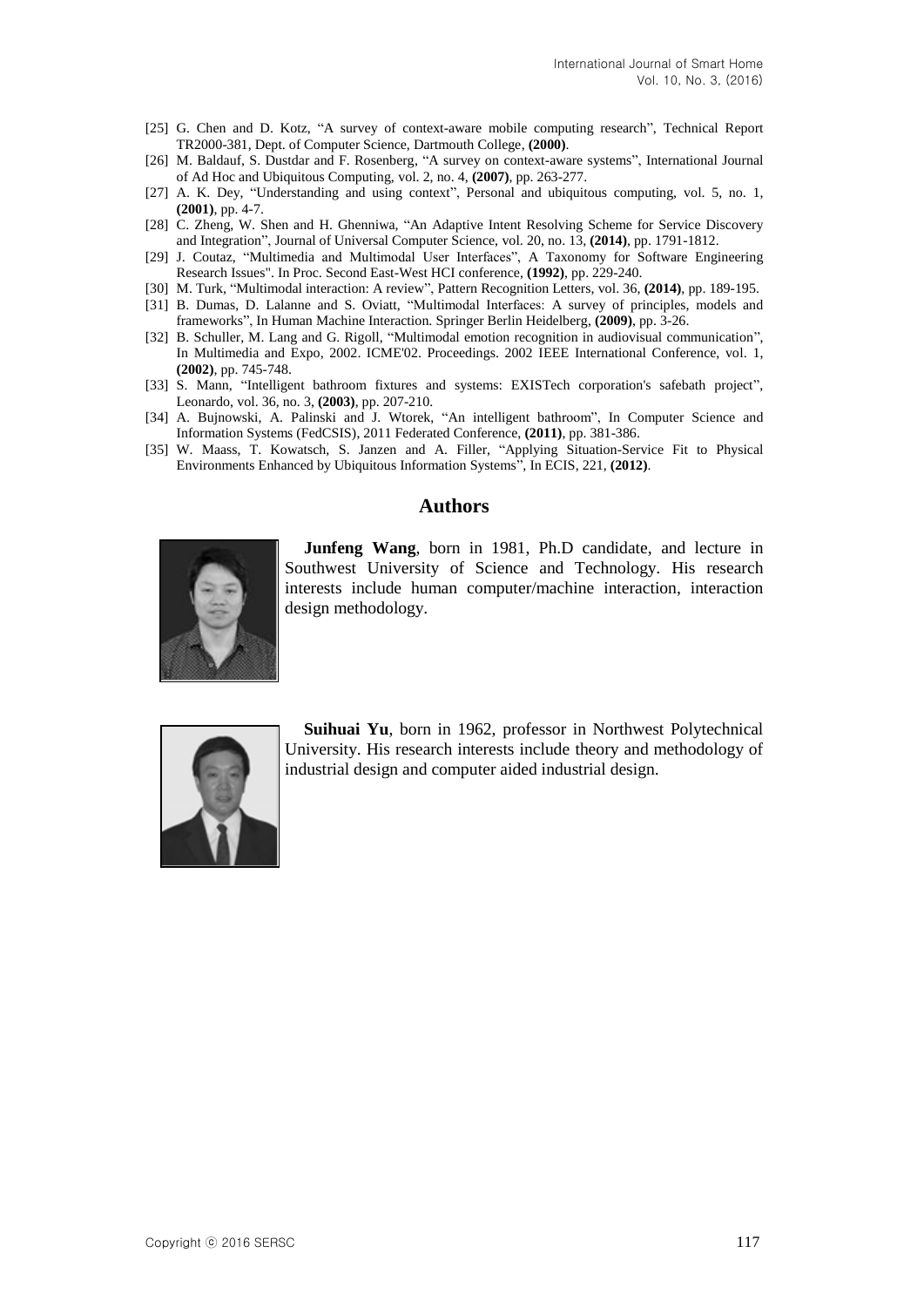[25] G. Chen and D. Kotz, "A survey of context-aware mobile computing research", Technical Report TR2000-381, Dept. of Computer Science, Dartmouth College, **(2000)**.

[26] M. Baldauf, S. Dustdar and F. Rosenberg, "A survey on context-aware systems", International Journal of Ad Hoc and Ubiquitous Computing, vol. 2, no. 4, **(2007)**, pp. 263-277.

[27] A. K. Dey, "Understanding and using context", Personal and ubiquitous computing, vol. 5, no. 1, **(2001)**, pp. 4-7.

[28] C. Zheng, W. Shen and H. Ghenniwa, "An Adaptive Intent Resolving Scheme for Service Discovery and Integration", Journal of Universal Computer Science, vol. 20, no. 13, **(2014)**, pp. 1791-1812.

[29] J. Coutaz, "Multimedia and Multimodal User Interfaces", A Taxonomy for Software Engineering Research Issues". In Proc. Second East-West HCI conference, **(1992)**, pp. 229-240.

[30] M. Turk, "Multimodal interaction: A review", Pattern Recognition Letters, vol. 36, **(2014)**, pp. 189-195.

[31] B. Dumas, D. Lalanne and S. Oviatt, "Multimodal Interfaces: A survey of principles, models and frameworks", In Human Machine Interaction. Springer Berlin Heidelberg, **(2009)**, pp. 3-26.

[32] B. Schuller, M. Lang and G. Rigoll, "Multimodal emotion recognition in audiovisual communication", In Multimedia and Expo, 2002. ICME'02. Proceedings. 2002 IEEE International Conference, vol. 1, **(2002)**, pp. 745-748.

[33] S. Mann, "Intelligent bathroom fixtures and systems: EXISTech corporation's safebath project", Leonardo, vol. 36, no. 3, **(2003)**, pp. 207-210.

[34] A. Bujnowski, A. Palinski and J. Wtorek, "An intelligent bathroom", In Computer Science and Information Systems (FedCSIS), 2011 Federated Conference, **(2011)**, pp. 381-386.

[35] W. Maass, T. Kowatsch, S. Janzen and A. Filler, "Applying Situation-Service Fit to Physical Environments Enhanced by Ubiquitous Information Systems", In ECIS, 221, **(2012)**.

## Authors

**Junfeng Wang**, born in 1981, Ph.D candidate, and lecture in Southwest University of Science and Technology. His research interests include human computer/machine interaction, interaction design methodology.

**Suihuai Yu**, born in 1962, professor in Northwest Polytechnical University. His research interests include theory and methodology of industrial design and computer aided industrial design.